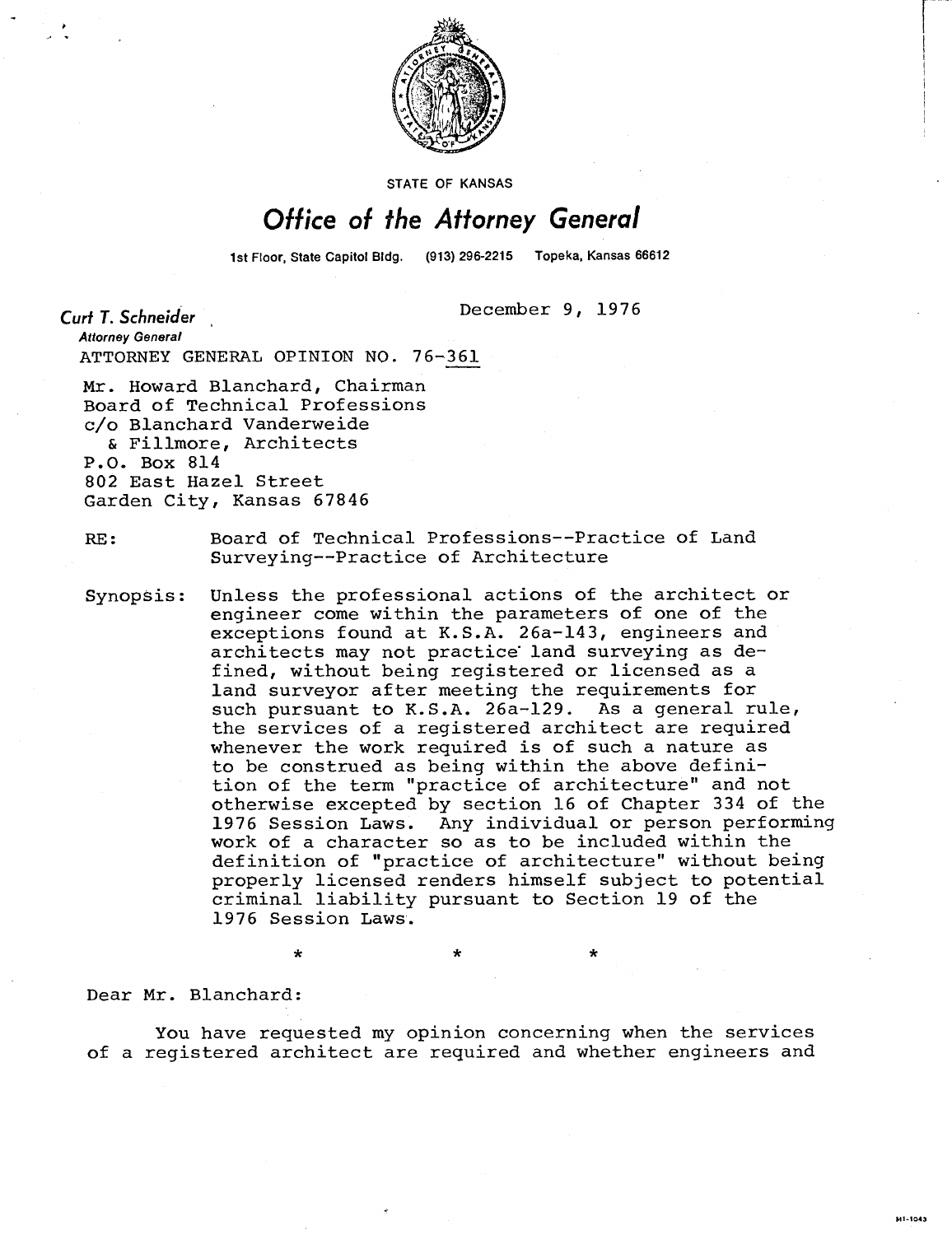STATE OF KANSAS

# Office of the Attorney General

1st Floor, State Capitol Bldg. (913) 296-2215 Topeka, Kansas 66612

**Curt T. Schneider**
*Attorney General*

December 9, 1976

ATTORNEY GENERAL OPINION NO. 76-361

Mr. Howard Blanchard, Chairman
Board of Technical Professions
c/o Blanchard Vanderweide
& Fillmore, Architects
P.O. Box 814
802 East Hazel Street
Garden City, Kansas 67846

RE: Board of Technical Professions--Practice of Land Surveying--Practice of Architecture

Synopsis: Unless the professional actions of the architect or engineer come within the parameters of one of the exceptions found at K.S.A. 26a-143, engineers and architects may not practice land surveying as defined, without being registered or licensed as a land surveyor after meeting the requirements for such pursuant to K.S.A. 26a-129. As a general rule, the services of a registered architect are required whenever the work required is of such a nature as to be construed as being within the above definition of the term "practice of architecture" and not otherwise excepted by section 16 of Chapter 334 of the 1976 Session Laws. Any individual or person performing work of a character so as to be included within the definition of "practice of architecture" without being properly licensed renders himself subject to potential criminal liability pursuant to Section 19 of the 1976 Session Laws.

\* \* \*

Dear Mr. Blanchard:

You have requested my opinion concerning when the services of a registered architect are required and whether engineers and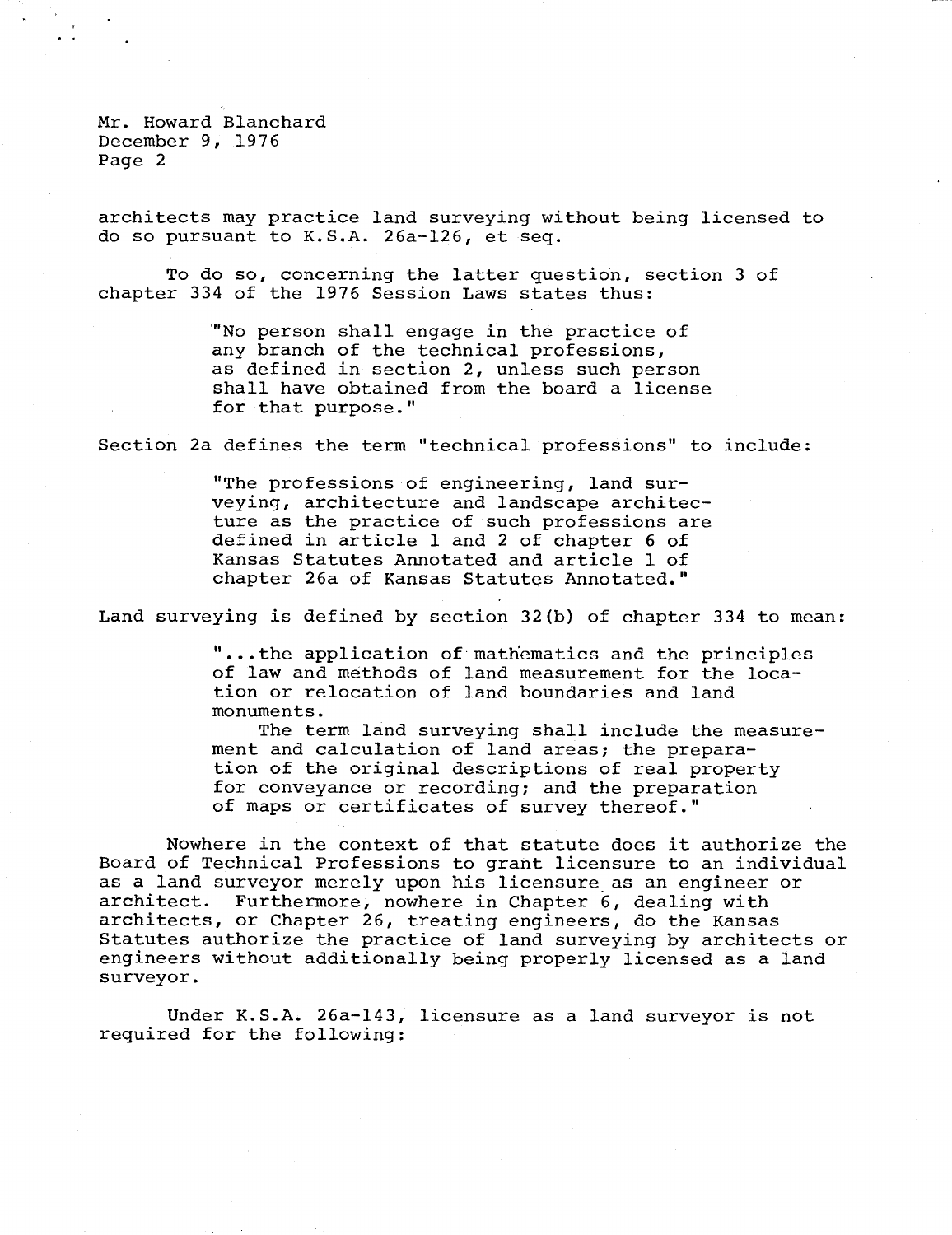architects may practice land surveying without being licensed to do so pursuant to K.S.A. 26a-126, et seq.

To do so, concerning the latter question, section 3 of chapter 334 of the 1976 Session Laws states thus:

> "No person shall engage in the practice of any branch of the technical professions, as defined in section 2, unless such person shall have obtained from the board a license for that purpose."

Section 2a defines the term "technical professions" to include:

> "The professions of engineering, land surveying, architecture and landscape architecture as the practice of such professions are defined in article 1 and 2 of chapter 6 of Kansas Statutes Annotated and article 1 of chapter 26a of Kansas Statutes Annotated."

Land surveying is defined by section 32(b) of chapter 334 to mean:

> "...the application of mathematics and the principles of law and methods of land measurement for the location or relocation of land boundaries and land monuments.
>
> The term land surveying shall include the measurement and calculation of land areas; the preparation of the original descriptions of real property for conveyance or recording; and the preparation of maps or certificates of survey thereof."

Nowhere in the context of that statute does it authorize the Board of Technical Professions to grant licensure to an individual as a land surveyor merely upon his licensure as an engineer or architect. Furthermore, nowhere in Chapter 6, dealing with architects, or Chapter 26, treating engineers, do the Kansas Statutes authorize the practice of land surveying by architects or engineers without additionally being properly licensed as a land surveyor.

Under K.S.A. 26a-143, licensure as a land surveyor is not required for the following: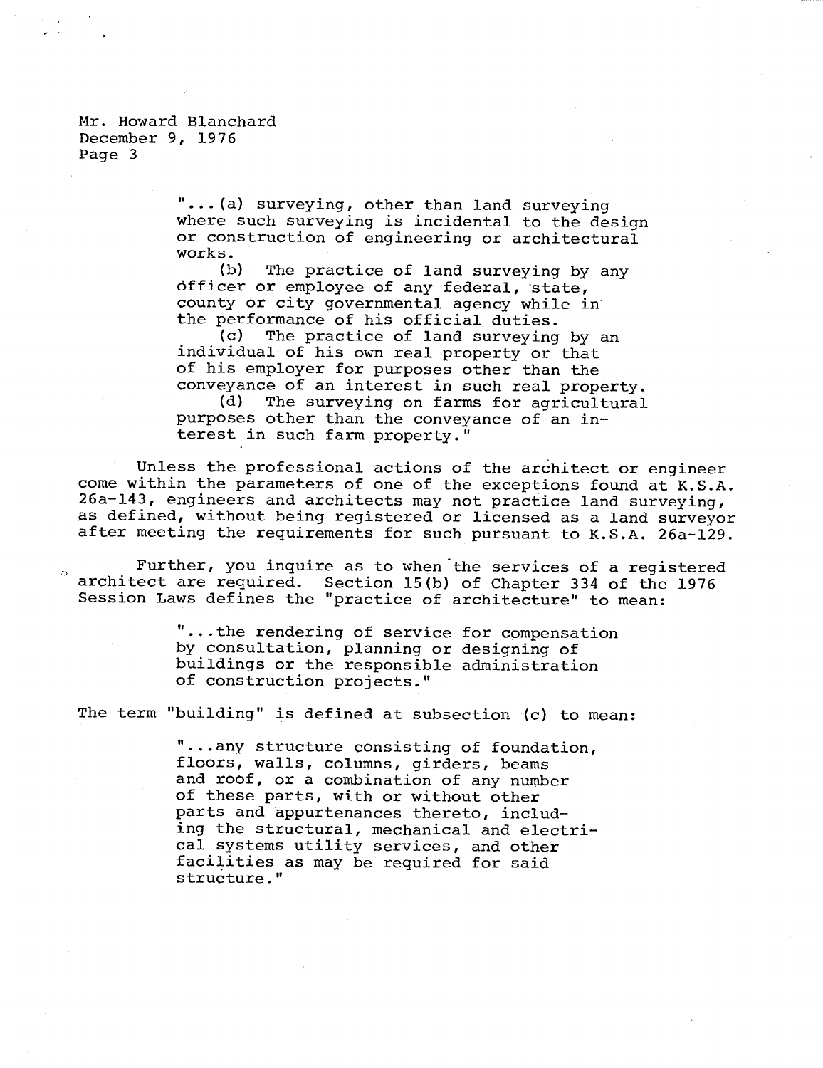Mr. Howard Blanchard
December 9, 1976
Page 3

> "...(a) surveying, other than land surveying where such surveying is incidental to the design or construction of engineering or architectural works.
>
> (b) The practice of land surveying by any officer or employee of any federal, state, county or city governmental agency while in the performance of his official duties.
>
> (c) The practice of land surveying by an individual of his own real property or that of his employer for purposes other than the conveyance of an interest in such real property.
>
> (d) The surveying on farms for agricultural purposes other than the conveyance of an interest in such farm property."

Unless the professional actions of the architect or engineer come within the parameters of one of the exceptions found at K.S.A. 26a-143, engineers and architects may not practice land surveying, as defined, without being registered or licensed as a land surveyor after meeting the requirements for such pursuant to K.S.A. 26a-129.

Further, you inquire as to when the services of a registered architect are required. Section 15(b) of Chapter 334 of the 1976 Session Laws defines the "practice of architecture" to mean:

> "...the rendering of service for compensation by consultation, planning or designing of buildings or the responsible administration of construction projects."

The term "building" is defined at subsection (c) to mean:

> "...any structure consisting of foundation, floors, walls, columns, girders, beams and roof, or a combination of any number of these parts, with or without other parts and appurtenances thereto, including the structural, mechanical and electrical systems utility services, and other facilities as may be required for said structure."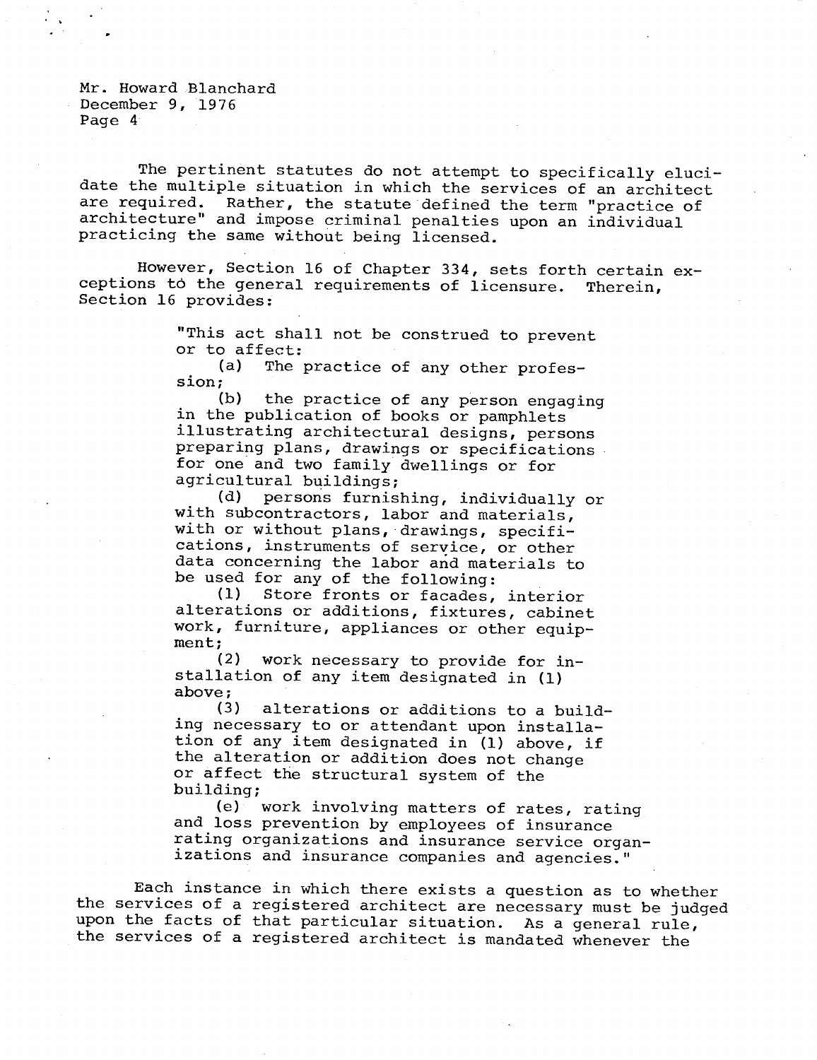The pertinent statutes do not attempt to specifically elucidate the multiple situation in which the services of an architect are required. Rather, the statute defined the term "practice of architecture" and impose criminal penalties upon an individual practicing the same without being licensed.

However, Section 16 of Chapter 334, sets forth certain exceptions to the general requirements of licensure. Therein, Section 16 provides:

> "This act shall not be construed to prevent or to affect:
>
> (a) The practice of any other profession;
>
> (b) the practice of any person engaging in the publication of books or pamphlets illustrating architectural designs, persons preparing plans, drawings or specifications for one and two family dwellings or for agricultural buildings;
>
> (d) persons furnishing, individually or with subcontractors, labor and materials, with or without plans, drawings, specifications, instruments of service, or other data concerning the labor and materials to be used for any of the following:
>
> (1) Store fronts or facades, interior alterations or additions, fixtures, cabinet work, furniture, appliances or other equipment;
>
> (2) work necessary to provide for installation of any item designated in (1) above;
>
> (3) alterations or additions to a building necessary to or attendant upon installation of any item designated in (1) above, if the alteration or addition does not change or affect the structural system of the building;
>
> (e) work involving matters of rates, rating and loss prevention by employees of insurance rating organizations and insurance service organizations and insurance companies and agencies."

Each instance in which there exists a question as to whether the services of a registered architect are necessary must be judged upon the facts of that particular situation. As a general rule, the services of a registered architect is mandated whenever the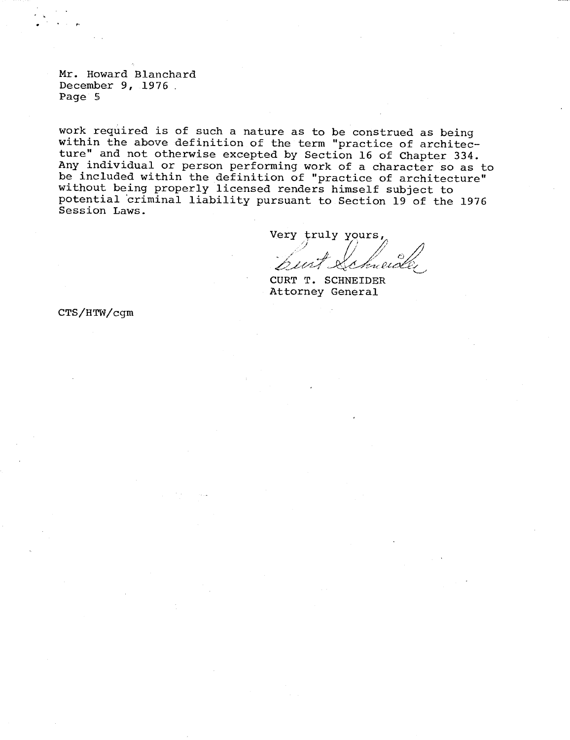Mr. Howard Blanchard
December 9, 1976
Page 5

work required is of such a nature as to be construed as being within the above definition of the term "practice of architecture" and not otherwise excepted by Section 16 of Chapter 334. Any individual or person performing work of a character so as to be included within the definition of "practice of architecture" without being properly licensed renders himself subject to potential criminal liability pursuant to Section 19 of the 1976 Session Laws.

Very truly yours,

CURT T. SCHNEIDER
Attorney General

CTS/HTW/cgm